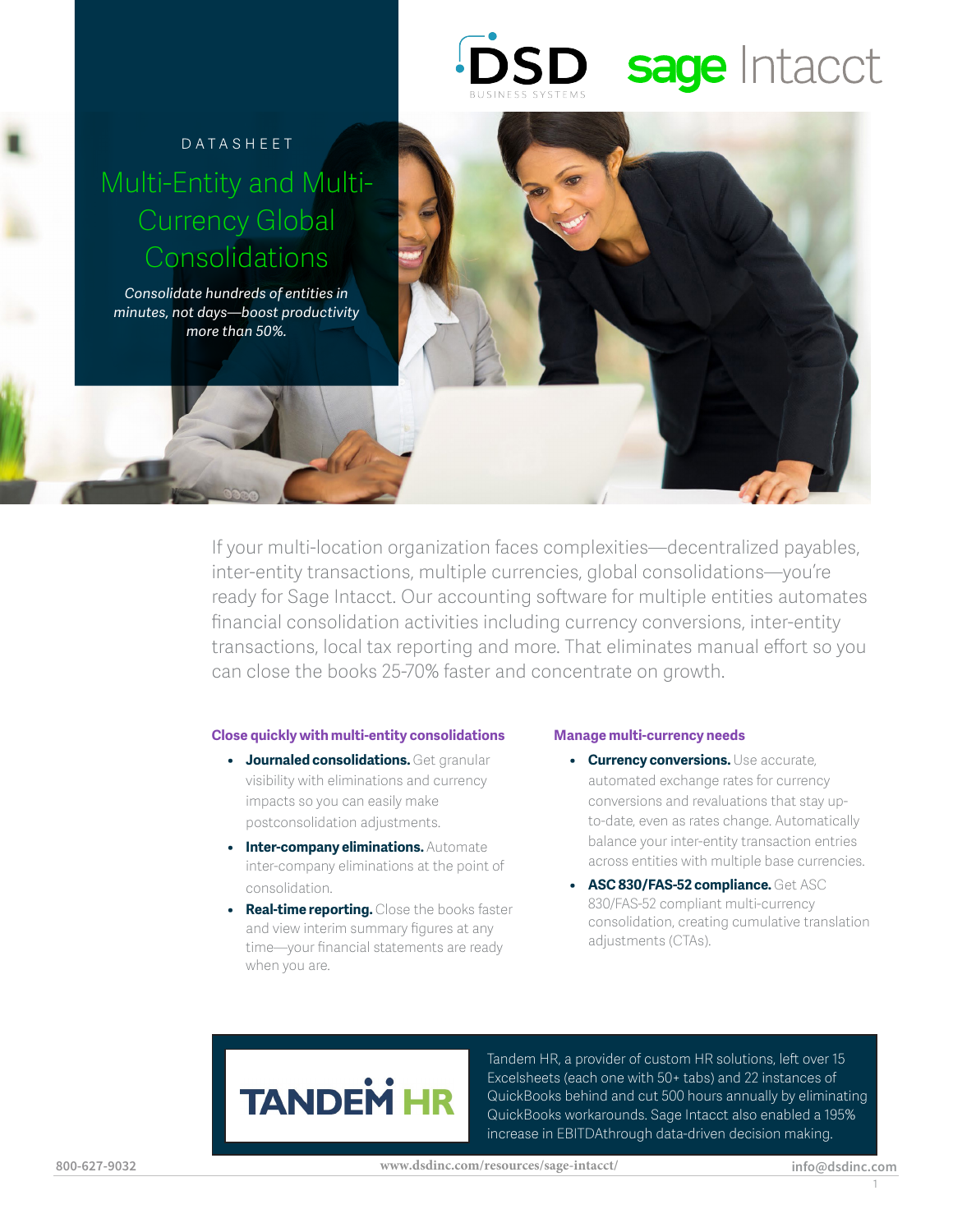DATASHEET

# Multi-Entity and Multi-Currency Global Consolidations

*Consolidate hundreds of entities in minutes, not days—boost productivity more than 50%.*

If your multi-location organization faces complexities—decentralized payables, inter-entity transactions, multiple currencies, global consolidations—you're ready for Sage Intacct. Our accounting software for multiple entities automates financial consolidation activities including currency conversions, inter-entity transactions, local tax reporting and more. That eliminates manual effort so you can close the books 25-70% faster and concentrate on growth.

## Close quickly with multi-entity consolidations

- **Journaled consolidations.** Get granular visibility with eliminations and currency impacts so you can easily make postconsolidation adjustments.
- **Inter-company eliminations.** Automate inter-company eliminations at the point of consolidation.
- **Real-time reporting.** Close the books faster and view interim summary figures at any time—your financial statements are ready when you are.

## Manage multi-currency needs

- **Currency conversions.** Use accurate, automated exchange rates for currency conversions and revaluations that stay up-to-date, even as rates change. Automatically balance your inter-entity transaction entries across entities with multiple base currencies.
- **ASC 830/FAS-52 compliance.** Get ASC 830/FAS-52 compliant multi-currency consolidation, creating cumulative translation adjustments (CTAs).

**TANDEM HR**

Tandem HR, a provider of custom HR solutions, left over 15 Excelsheets (each one with 50+ tabs) and 22 instances of QuickBooks behind and cut 500 hours annually by eliminating QuickBooks workarounds. Sage Intacct also enabled a 195% increase in EBITDAthrough data-driven decision making.

800-627-9032 www.dsdinc.com/resources/sage-intacct/ info@dsdinc.com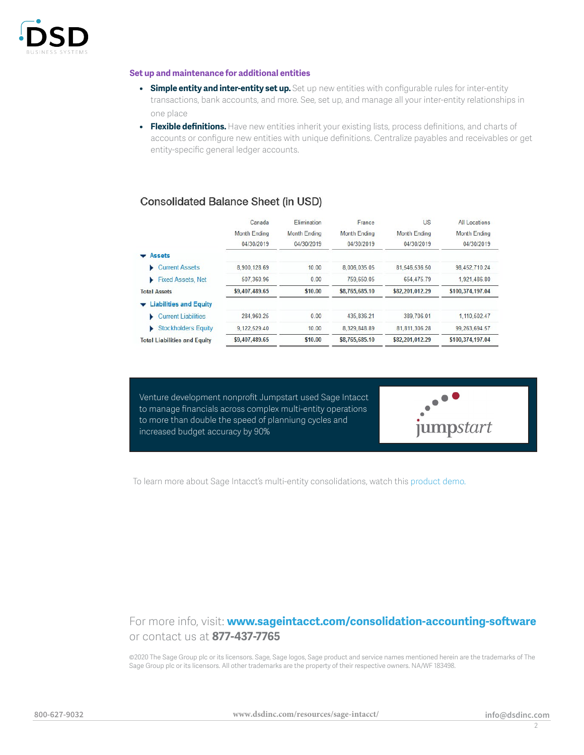### Set up and maintenance for additional entities

- **Simple entity and inter-entity set up.** Set up new entities with configurable rules for inter-entity transactions, bank accounts, and more. See, set up, and manage all your inter-entity relationships in one place
- **Flexible definitions.** Have new entities inherit your existing lists, process definitions, and charts of accounts or configure new entities with unique definitions. Centralize payables and receivables or get entity-specific general ledger accounts.

## Consolidated Balance Sheet (in USD)

| | Canada Month Ending 04/30/2019 | Elimination Month Ending 04/30/2019 | France Month Ending 04/30/2019 | US Month Ending 04/30/2019 | All Locations Month Ending 04/30/2019 |
|---|---|---|---|---|---|
| **Assets** | | | | | |
| Current Assets | 8,900,128.69 | 10.00 | 8,006,035.05 | 81,546,536.50 | 98,452,710.24 |
| Fixed Assets, Net | 507,360.96 | 0.00 | 759,650.05 | 654,475.79 | 1,921,486.80 |
| **Total Assets** | **$9,407,489.65** | **$10.00** | **$8,765,685.10** | **$82,201,012.29** | **$100,374,197.04** |
| **Liabilities and Equity** | | | | | |
| Current Liabilities | 284,960.25 | 0.00 | 435,836.21 | 389,706.01 | 1,110,502.47 |
| Stockholders Equity | 9,122,529.40 | 10.00 | 8,329,848.89 | 81,811,306.28 | 99,263,694.57 |
| **Total Liabilities and Equity** | **$9,407,489.65** | **$10.00** | **$8,765,685.10** | **$82,201,012.29** | **$100,374,197.04** |

Venture development nonprofit Jumpstart used Sage Intacct to manage financials across complex multi-entity operations to more than double the speed of planniung cycles and increased budget accuracy by 90%

jumpstart

To learn more about Sage Intacct's multi-entity consolidations, watch this product demo.

For more info, visit: **www.sageintacct.com/consolidation-accounting-software** or contact us at **877-437-7765**

©2020 The Sage Group plc or its licensors. Sage, Sage logos, Sage product and service names mentioned herein are the trademarks of The Sage Group plc or its licensors. All other trademarks are the property of their respective owners. NA/WF 183498.